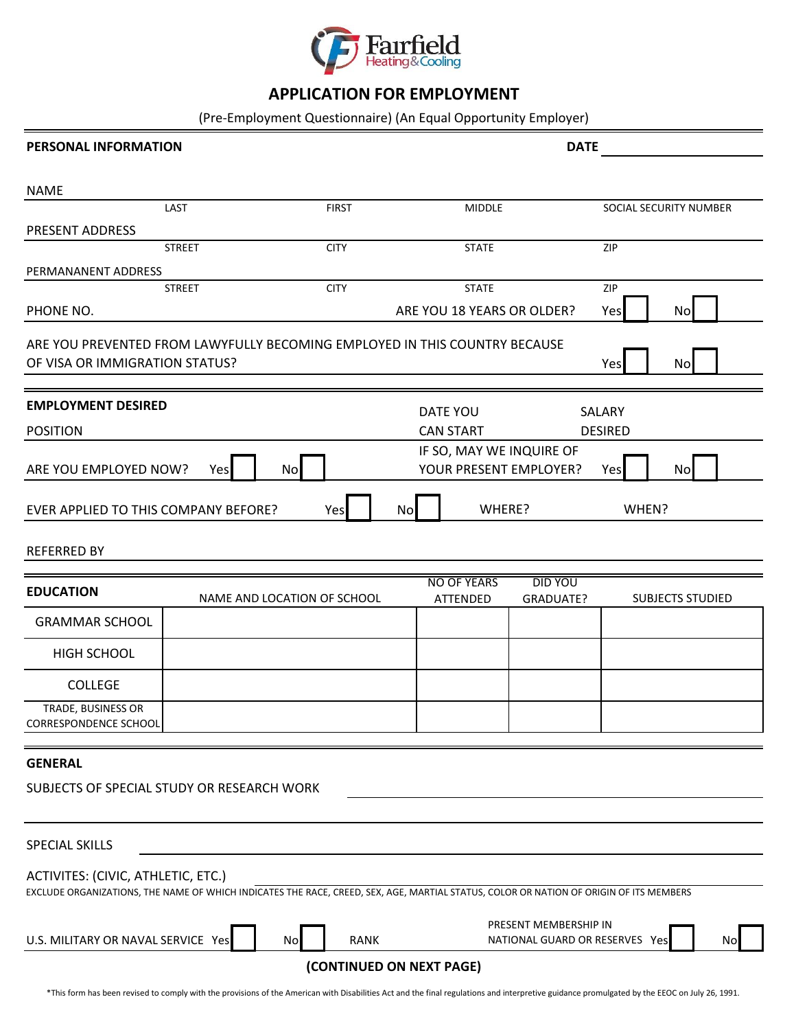Fairfield Heating & Cooling

# APPLICATION FOR EMPLOYMENT

(Pre-Employment Questionnaire) (An Equal Opportunity Employer)

**PERSONAL INFORMATION** **DATE** ____________

NAME ____________________________________________

LAST FIRST MIDDLE SOCIAL SECURITY NUMBER

PRESENT ADDRESS ____________________________________________

STREET CITY STATE ZIP

PERMANANENT ADDRESS ____________________________________________

STREET CITY STATE ZIP

PHONE NO. ____________ ARE YOU 18 YEARS OR OLDER? Yes ☐ No ☐

ARE YOU PREVENTED FROM LAWFULLY BECOMING EMPLOYED IN THIS COUNTRY BECAUSE OF VISA OR IMMIGRATION STATUS? Yes ☐ No ☐

**EMPLOYMENT DESIRED**

POSITION ____________ DATE YOU CAN START ____________ SALARY DESIRED ____________

ARE YOU EMPLOYED NOW? Yes ☐ No ☐ IF SO, MAY WE INQUIRE OF YOUR PRESENT EMPLOYER? Yes ☐ No ☐

EVER APPLIED TO THIS COMPANY BEFORE? Yes ☐ No ☐ WHERE? ____________ WHEN? ____________

REFERRED BY ____________________________________________

| EDUCATION | NAME AND LOCATION OF SCHOOL | NO OF YEARS ATTENDED | DID YOU GRADUATE? | SUBJECTS STUDIED |
|---|---|---|---|---|
| GRAMMAR SCHOOL | | | | |
| HIGH SCHOOL | | | | |
| COLLEGE | | | | |
| TRADE, BUSINESS OR CORRESPONDENCE SCHOOL | | | | |

**GENERAL**

SUBJECTS OF SPECIAL STUDY OR RESEARCH WORK ____________________________________________

SPECIAL SKILLS ____________________________________________

ACTIVITES: (CIVIC, ATHLETIC, ETC.) ____________________________________________

EXCLUDE ORGANIZATIONS, THE NAME OF WHICH INDICATES THE RACE, CREED, SEX, AGE, MARTIAL STATUS, COLOR OR NATION OF ORIGIN OF ITS MEMBERS

U.S. MILITARY OR NAVAL SERVICE Yes ☐ No ☐ RANK ____________ PRESENT MEMBERSHIP IN NATIONAL GUARD OR RESERVES Yes ☐ No ☐

**(CONTINUED ON NEXT PAGE)**

*This form has been revised to comply with the provisions of the American with Disabilities Act and the final regulations and interpretive guidance promulgated by the EEOC on July 26, 1991.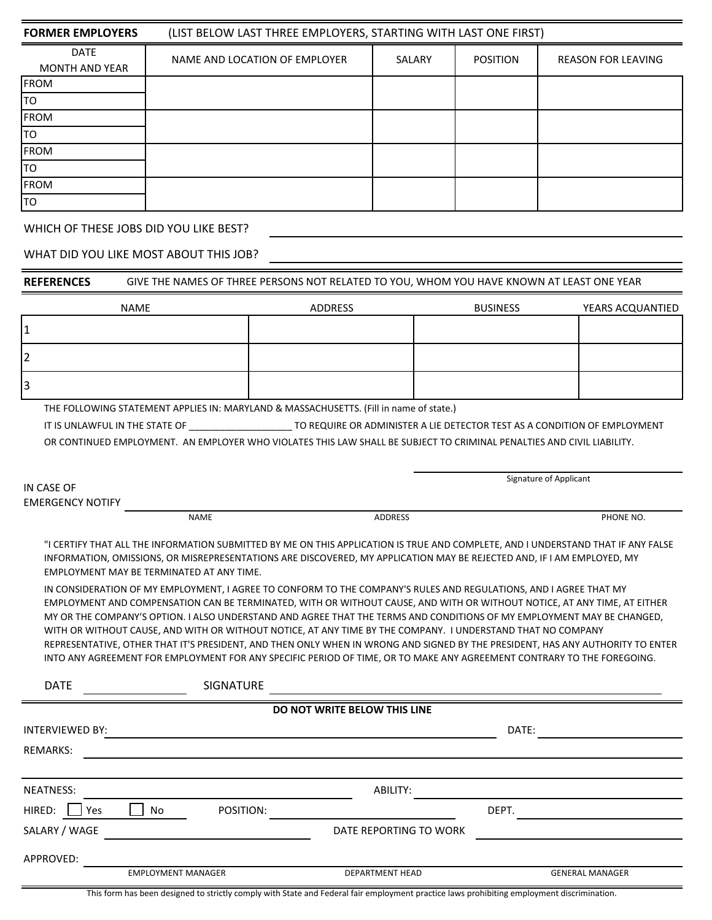**FORMER EMPLOYERS** (LIST BELOW LAST THREE EMPLOYERS, STARTING WITH LAST ONE FIRST)

| DATE MONTH AND YEAR | NAME AND LOCATION OF EMPLOYER | SALARY | POSITION | REASON FOR LEAVING |
|---|---|---|---|---|
| FROM | | | | |
| TO | | | | |
| FROM | | | | |
| TO | | | | |
| FROM | | | | |
| TO | | | | |
| FROM | | | | |
| TO | | | | |

WHICH OF THESE JOBS DID YOU LIKE BEST? ____________________

WHAT DID YOU LIKE MOST ABOUT THIS JOB? ____________________

**REFERENCES** GIVE THE NAMES OF THREE PERSONS NOT RELATED TO YOU, WHOM YOU HAVE KNOWN AT LEAST ONE YEAR

| NAME | ADDRESS | BUSINESS | YEARS ACQUANTIED |
|---|---|---|---|
| 1 | | | |
| 2 | | | |
| 3 | | | |

THE FOLLOWING STATEMENT APPLIES IN: MARYLAND & MASSACHUSETTS. (Fill in name of state.)

IT IS UNLAWFUL IN THE STATE OF ____________________ TO REQUIRE OR ADMINISTER A LIE DETECTOR TEST AS A CONDITION OF EMPLOYMENT OR CONTINUED EMPLOYMENT. AN EMPLOYER WHO VIOLATES THIS LAW SHALL BE SUBJECT TO CRIMINAL PENALTIES AND CIVIL LIABILITY.

____________________
Signature of Applicant

IN CASE OF EMERGENCY NOTIFY ____________________

NAME ADDRESS PHONE NO.

"I CERTIFY THAT ALL THE INFORMATION SUBMITTED BY ME ON THIS APPLICATION IS TRUE AND COMPLETE, AND I UNDERSTAND THAT IF ANY FALSE INFORMATION, OMISSIONS, OR MISREPRESENTATIONS ARE DISCOVERED, MY APPLICATION MAY BE REJECTED AND, IF I AM EMPLOYED, MY EMPLOYMENT MAY BE TERMINATED AT ANY TIME.

IN CONSIDERATION OF MY EMPLOYMENT, I AGREE TO CONFORM TO THE COMPANY'S RULES AND REGULATIONS, AND I AGREE THAT MY EMPLOYMENT AND COMPENSATION CAN BE TERMINATED, WITH OR WITHOUT CAUSE, AND WITH OR WITHOUT NOTICE, AT ANY TIME, AT EITHER MY OR THE COMPANY'S OPTION. I ALSO UNDERSTAND AND AGREE THAT THE TERMS AND CONDITIONS OF MY EMPLOYMENT MAY BE CHANGED, WITH OR WITHOUT CAUSE, AND WITH OR WITHOUT NOTICE, AT ANY TIME BY THE COMPANY. I UNDERSTAND THAT NO COMPANY REPRESENTATIVE, OTHER THAT IT'S PRESIDENT, AND THEN ONLY WHEN IN WRONG AND SIGNED BY THE PRESIDENT, HAS ANY AUTHORITY TO ENTER INTO ANY AGREEMENT FOR EMPLOYMENT FOR ANY SPECIFIC PERIOD OF TIME, OR TO MAKE ANY AGREEMENT CONTRARY TO THE FOREGOING.

DATE ____________ SIGNATURE ____________________

**DO NOT WRITE BELOW THIS LINE**

INTERVIEWED BY: ____________________ DATE: ____________

REMARKS: ____________________

NEATNESS: ____________________ ABILITY: ____________________

HIRED: ☐ Yes ☐ No POSITION: ____________ DEPT. ____________

SALARY / WAGE ____________ DATE REPORTING TO WORK ____________

APPROVED: ____________________

EMPLOYMENT MANAGER DEPARTMENT HEAD GENERAL MANAGER

This form has been designed to strictly comply with State and Federal fair employment practice laws prohibiting employment discrimination.